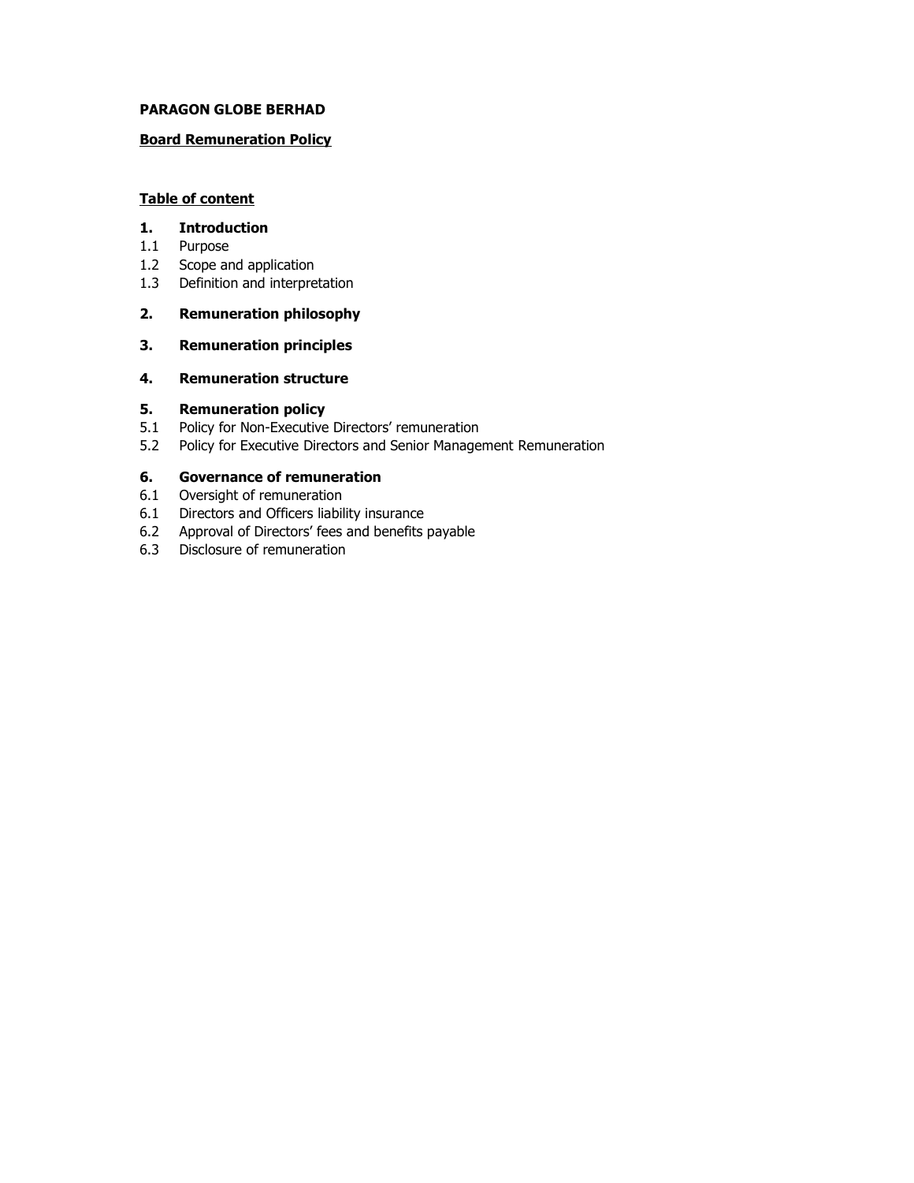**PARAGON GLOBE BERHAD**

**Board Remuneration Policy**

**Table of content**

**1. Introduction**

1.1 Purpose

1.2 Scope and application

1.3 Definition and interpretation

**2. Remuneration philosophy**

**3. Remuneration principles**

**4. Remuneration structure**

**5. Remuneration policy**

5.1 Policy for Non-Executive Directors' remuneration

5.2 Policy for Executive Directors and Senior Management Remuneration

**6. Governance of remuneration**

6.1 Oversight of remuneration

6.1 Directors and Officers liability insurance

6.2 Approval of Directors' fees and benefits payable

6.3 Disclosure of remuneration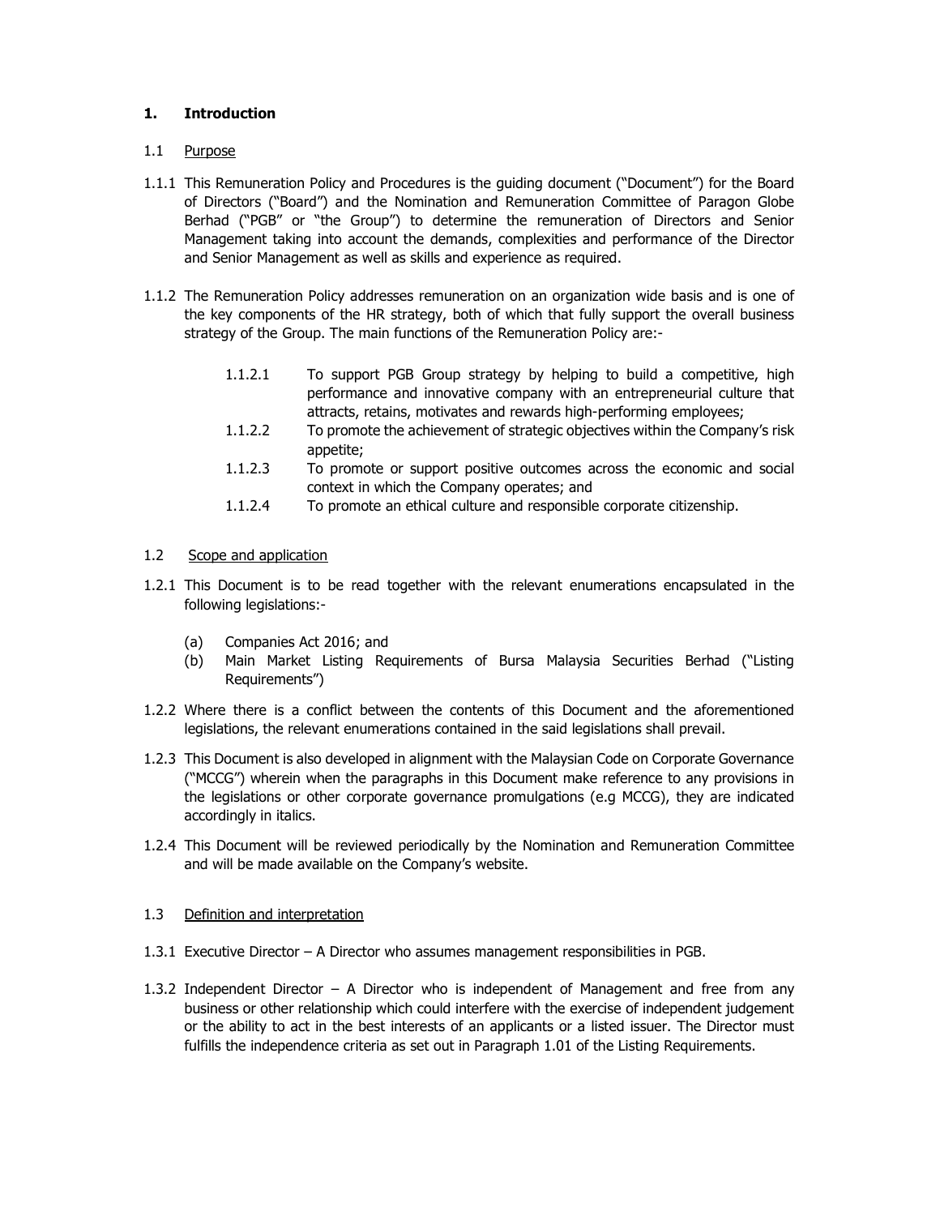## 1. Introduction

### 1.1 Purpose

1.1.1 This Remuneration Policy and Procedures is the guiding document ("Document") for the Board of Directors ("Board") and the Nomination and Remuneration Committee of Paragon Globe Berhad ("PGB" or "the Group") to determine the remuneration of Directors and Senior Management taking into account the demands, complexities and performance of the Director and Senior Management as well as skills and experience as required.

1.1.2 The Remuneration Policy addresses remuneration on an organization wide basis and is one of the key components of the HR strategy, both of which that fully support the overall business strategy of the Group. The main functions of the Remuneration Policy are:-

- 1.1.2.1 To support PGB Group strategy by helping to build a competitive, high performance and innovative company with an entrepreneurial culture that attracts, retains, motivates and rewards high-performing employees;
- 1.1.2.2 To promote the achievement of strategic objectives within the Company's risk appetite;
- 1.1.2.3 To promote or support positive outcomes across the economic and social context in which the Company operates; and
- 1.1.2.4 To promote an ethical culture and responsible corporate citizenship.

### 1.2 Scope and application

1.2.1 This Document is to be read together with the relevant enumerations encapsulated in the following legislations:-

- (a) Companies Act 2016; and
- (b) Main Market Listing Requirements of Bursa Malaysia Securities Berhad ("Listing Requirements")

1.2.2 Where there is a conflict between the contents of this Document and the aforementioned legislations, the relevant enumerations contained in the said legislations shall prevail.

1.2.3 This Document is also developed in alignment with the Malaysian Code on Corporate Governance ("MCCG") wherein when the paragraphs in this Document make reference to any provisions in the legislations or other corporate governance promulgations (e.g MCCG), they are indicated accordingly in italics.

1.2.4 This Document will be reviewed periodically by the Nomination and Remuneration Committee and will be made available on the Company's website.

### 1.3 Definition and interpretation

1.3.1 Executive Director – A Director who assumes management responsibilities in PGB.

1.3.2 Independent Director – A Director who is independent of Management and free from any business or other relationship which could interfere with the exercise of independent judgement or the ability to act in the best interests of an applicants or a listed issuer. The Director must fulfills the independence criteria as set out in Paragraph 1.01 of the Listing Requirements.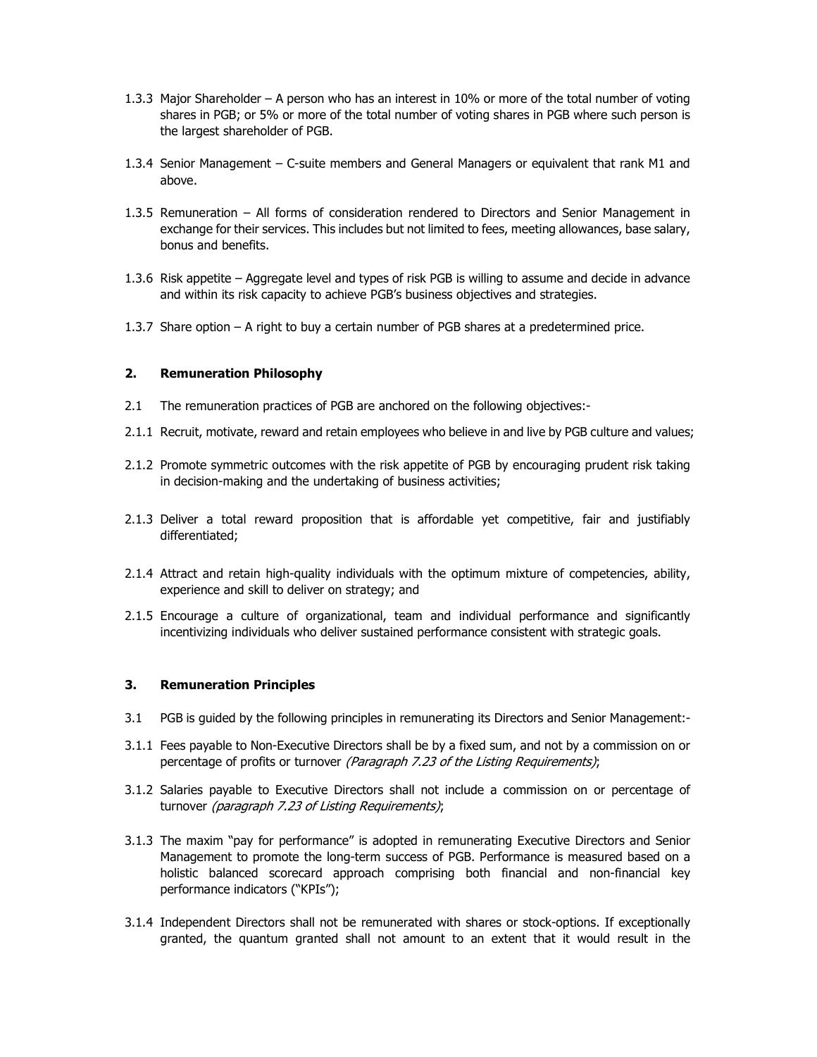1.3.3 Major Shareholder – A person who has an interest in 10% or more of the total number of voting shares in PGB; or 5% or more of the total number of voting shares in PGB where such person is the largest shareholder of PGB.

1.3.4 Senior Management – C-suite members and General Managers or equivalent that rank M1 and above.

1.3.5 Remuneration – All forms of consideration rendered to Directors and Senior Management in exchange for their services. This includes but not limited to fees, meeting allowances, base salary, bonus and benefits.

1.3.6 Risk appetite – Aggregate level and types of risk PGB is willing to assume and decide in advance and within its risk capacity to achieve PGB's business objectives and strategies.

1.3.7 Share option – A right to buy a certain number of PGB shares at a predetermined price.

## 2. Remuneration Philosophy

2.1 The remuneration practices of PGB are anchored on the following objectives:-

2.1.1 Recruit, motivate, reward and retain employees who believe in and live by PGB culture and values;

2.1.2 Promote symmetric outcomes with the risk appetite of PGB by encouraging prudent risk taking in decision-making and the undertaking of business activities;

2.1.3 Deliver a total reward proposition that is affordable yet competitive, fair and justifiably differentiated;

2.1.4 Attract and retain high-quality individuals with the optimum mixture of competencies, ability, experience and skill to deliver on strategy; and

2.1.5 Encourage a culture of organizational, team and individual performance and significantly incentivizing individuals who deliver sustained performance consistent with strategic goals.

## 3. Remuneration Principles

3.1 PGB is guided by the following principles in remunerating its Directors and Senior Management:-

3.1.1 Fees payable to Non-Executive Directors shall be by a fixed sum, and not by a commission on or percentage of profits or turnover *(Paragraph 7.23 of the Listing Requirements)*;

3.1.2 Salaries payable to Executive Directors shall not include a commission on or percentage of turnover *(paragraph 7.23 of Listing Requirements)*;

3.1.3 The maxim "pay for performance" is adopted in remunerating Executive Directors and Senior Management to promote the long-term success of PGB. Performance is measured based on a holistic balanced scorecard approach comprising both financial and non-financial key performance indicators ("KPIs");

3.1.4 Independent Directors shall not be remunerated with shares or stock-options. If exceptionally granted, the quantum granted shall not amount to an extent that it would result in the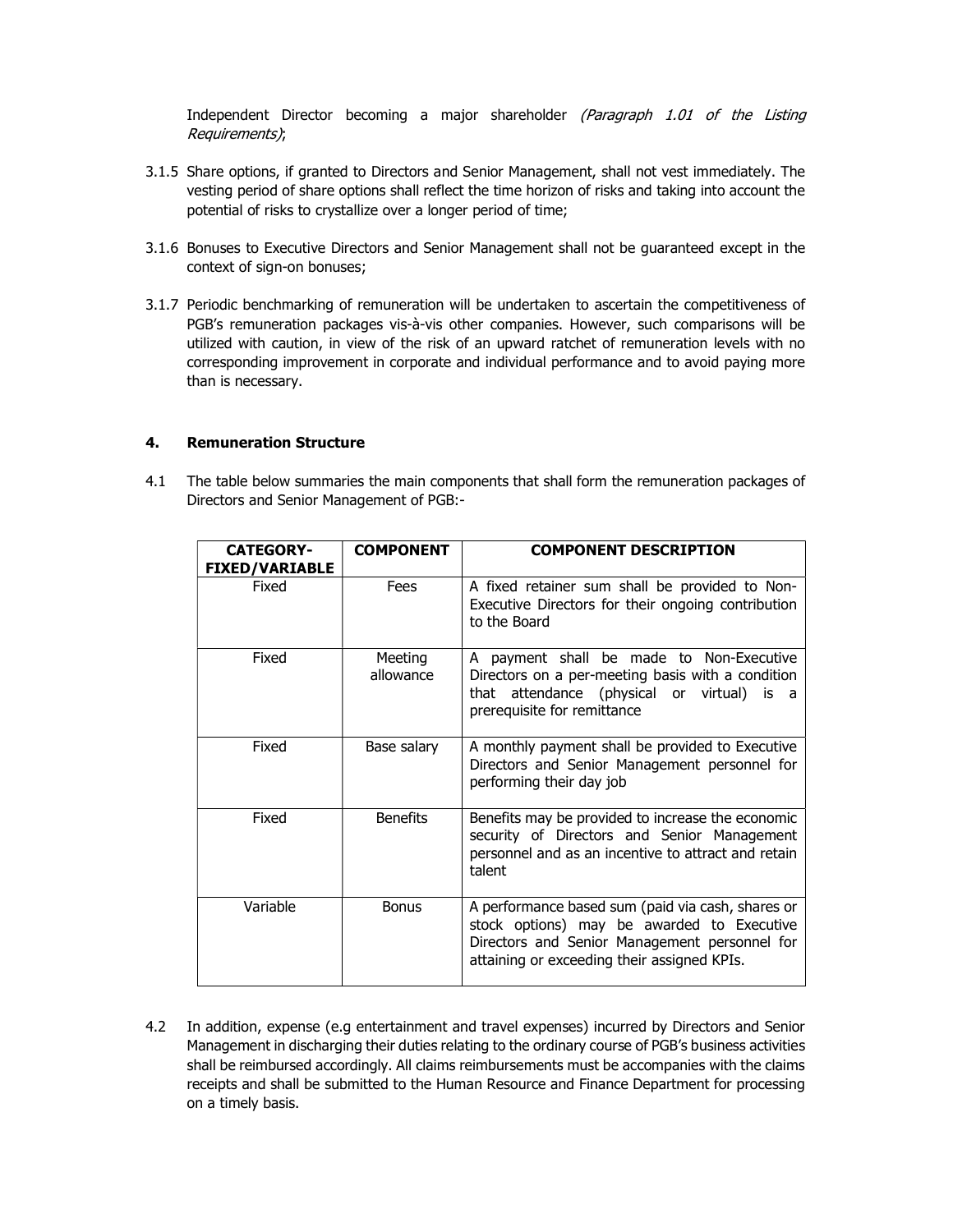Independent Director becoming a major shareholder *(Paragraph 1.01 of the Listing Requirements)*;

3.1.5 Share options, if granted to Directors and Senior Management, shall not vest immediately. The vesting period of share options shall reflect the time horizon of risks and taking into account the potential of risks to crystallize over a longer period of time;

3.1.6 Bonuses to Executive Directors and Senior Management shall not be guaranteed except in the context of sign-on bonuses;

3.1.7 Periodic benchmarking of remuneration will be undertaken to ascertain the competitiveness of PGB's remuneration packages vis-à-vis other companies. However, such comparisons will be utilized with caution, in view of the risk of an upward ratchet of remuneration levels with no corresponding improvement in corporate and individual performance and to avoid paying more than is necessary.

## 4. Remuneration Structure

4.1 The table below summaries the main components that shall form the remuneration packages of Directors and Senior Management of PGB:-

| CATEGORY-FIXED/VARIABLE | COMPONENT | COMPONENT DESCRIPTION |
|---|---|---|
| Fixed | Fees | A fixed retainer sum shall be provided to Non-Executive Directors for their ongoing contribution to the Board |
| Fixed | Meeting allowance | A payment shall be made to Non-Executive Directors on a per-meeting basis with a condition that attendance (physical or virtual) is a prerequisite for remittance |
| Fixed | Base salary | A monthly payment shall be provided to Executive Directors and Senior Management personnel for performing their day job |
| Fixed | Benefits | Benefits may be provided to increase the economic security of Directors and Senior Management personnel and as an incentive to attract and retain talent |
| Variable | Bonus | A performance based sum (paid via cash, shares or stock options) may be awarded to Executive Directors and Senior Management personnel for attaining or exceeding their assigned KPIs. |

4.2 In addition, expense (e.g entertainment and travel expenses) incurred by Directors and Senior Management in discharging their duties relating to the ordinary course of PGB's business activities shall be reimbursed accordingly. All claims reimbursements must be accompanies with the claims receipts and shall be submitted to the Human Resource and Finance Department for processing on a timely basis.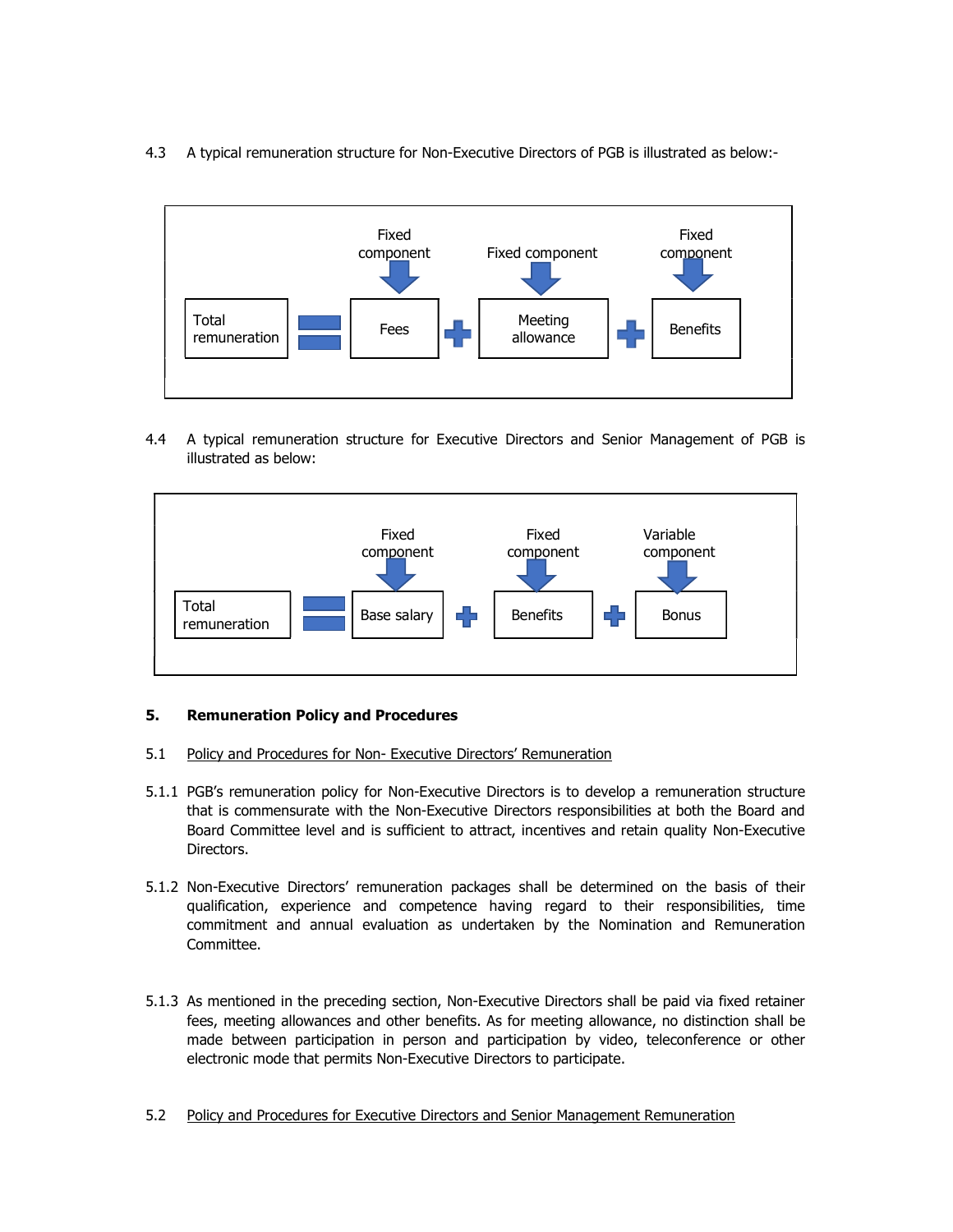4.3 A typical remuneration structure for Non-Executive Directors of PGB is illustrated as below:-

Total remuneration = Fees (Fixed component) + Meeting allowance (Fixed component) + Benefits (Fixed component)

4.4 A typical remuneration structure for Executive Directors and Senior Management of PGB is illustrated as below:

Total remuneration = Base salary (Fixed component) + Benefits (Fixed component) + Bonus (Variable component)

## 5. Remuneration Policy and Procedures

5.1 Policy and Procedures for Non- Executive Directors' Remuneration

5.1.1 PGB's remuneration policy for Non-Executive Directors is to develop a remuneration structure that is commensurate with the Non-Executive Directors responsibilities at both the Board and Board Committee level and is sufficient to attract, incentives and retain quality Non-Executive Directors.

5.1.2 Non-Executive Directors' remuneration packages shall be determined on the basis of their qualification, experience and competence having regard to their responsibilities, time commitment and annual evaluation as undertaken by the Nomination and Remuneration Committee.

5.1.3 As mentioned in the preceding section, Non-Executive Directors shall be paid via fixed retainer fees, meeting allowances and other benefits. As for meeting allowance, no distinction shall be made between participation in person and participation by video, teleconference or other electronic mode that permits Non-Executive Directors to participate.

5.2 Policy and Procedures for Executive Directors and Senior Management Remuneration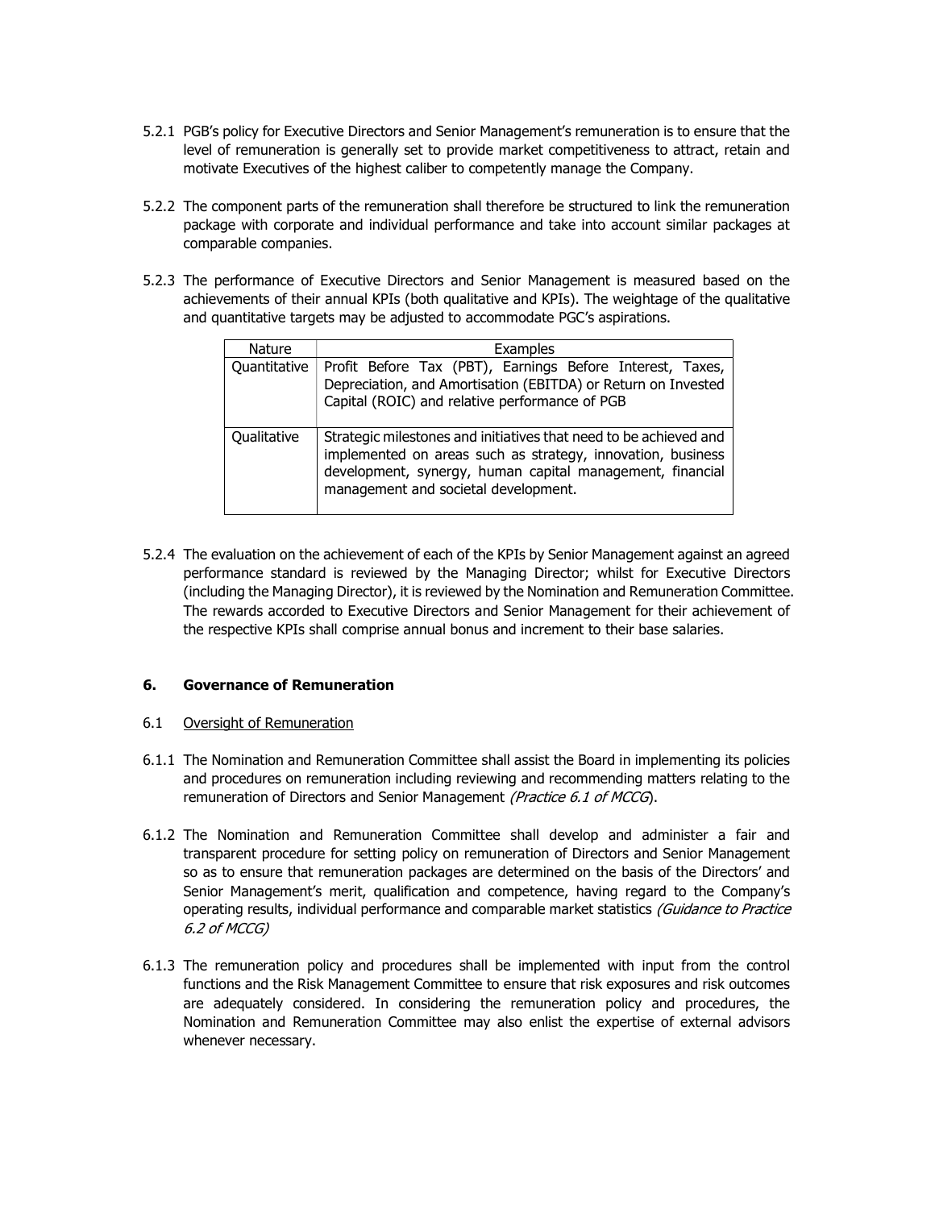5.2.1 PGB's policy for Executive Directors and Senior Management's remuneration is to ensure that the level of remuneration is generally set to provide market competitiveness to attract, retain and motivate Executives of the highest caliber to competently manage the Company.

5.2.2 The component parts of the remuneration shall therefore be structured to link the remuneration package with corporate and individual performance and take into account similar packages at comparable companies.

5.2.3 The performance of Executive Directors and Senior Management is measured based on the achievements of their annual KPIs (both qualitative and KPIs). The weightage of the qualitative and quantitative targets may be adjusted to accommodate PGC's aspirations.

| Nature | Examples |
|---|---|
| Quantitative | Profit Before Tax (PBT), Earnings Before Interest, Taxes, Depreciation, and Amortisation (EBITDA) or Return on Invested Capital (ROIC) and relative performance of PGB |
| Qualitative | Strategic milestones and initiatives that need to be achieved and implemented on areas such as strategy, innovation, business development, synergy, human capital management, financial management and societal development. |

5.2.4 The evaluation on the achievement of each of the KPIs by Senior Management against an agreed performance standard is reviewed by the Managing Director; whilst for Executive Directors (including the Managing Director), it is reviewed by the Nomination and Remuneration Committee. The rewards accorded to Executive Directors and Senior Management for their achievement of the respective KPIs shall comprise annual bonus and increment to their base salaries.

## 6. Governance of Remuneration

### 6.1 Oversight of Remuneration

6.1.1 The Nomination and Remuneration Committee shall assist the Board in implementing its policies and procedures on remuneration including reviewing and recommending matters relating to the remuneration of Directors and Senior Management *(Practice 6.1 of MCCG)*.

6.1.2 The Nomination and Remuneration Committee shall develop and administer a fair and transparent procedure for setting policy on remuneration of Directors and Senior Management so as to ensure that remuneration packages are determined on the basis of the Directors' and Senior Management's merit, qualification and competence, having regard to the Company's operating results, individual performance and comparable market statistics *(Guidance to Practice 6.2 of MCCG)*

6.1.3 The remuneration policy and procedures shall be implemented with input from the control functions and the Risk Management Committee to ensure that risk exposures and risk outcomes are adequately considered. In considering the remuneration policy and procedures, the Nomination and Remuneration Committee may also enlist the expertise of external advisors whenever necessary.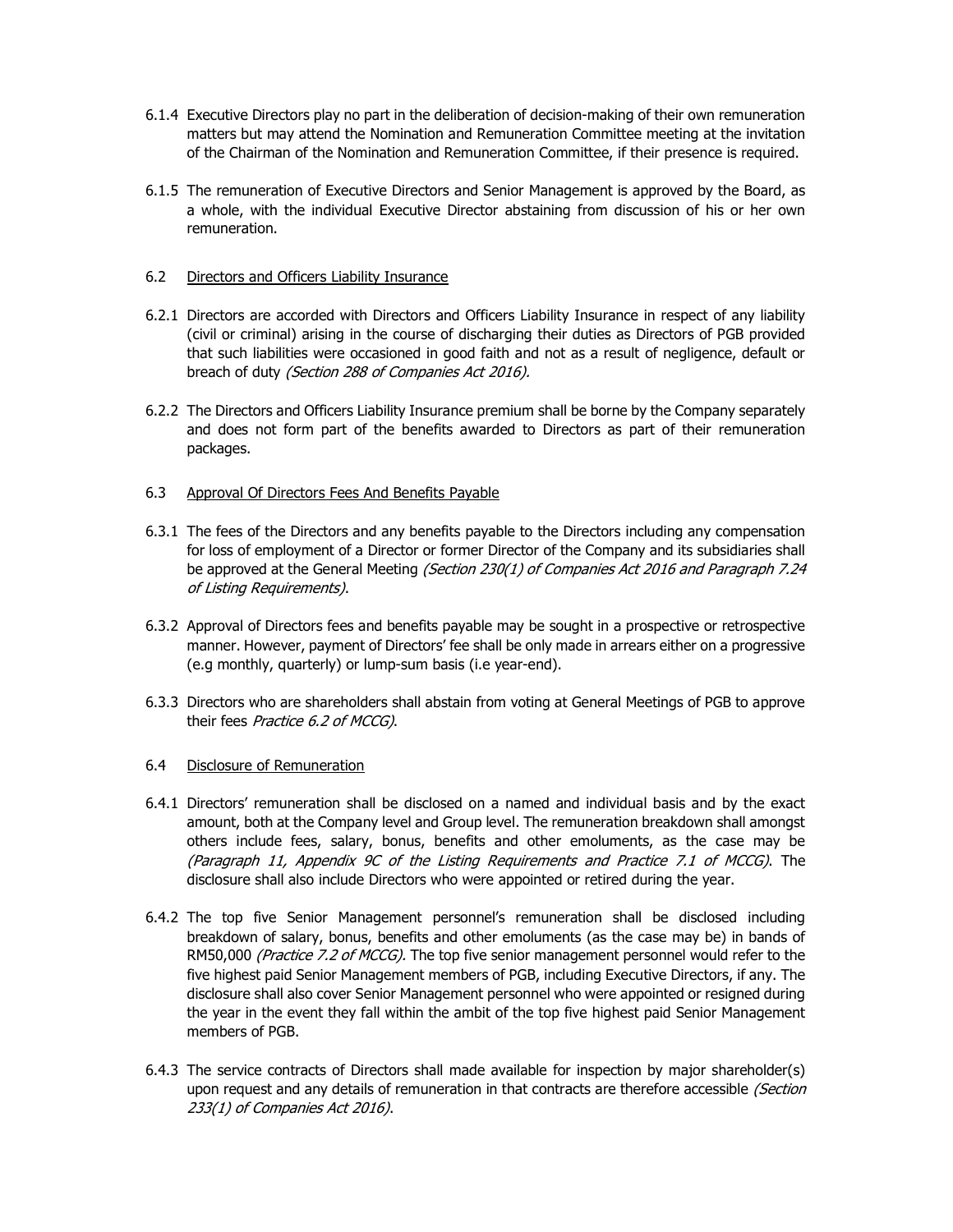6.1.4 Executive Directors play no part in the deliberation of decision-making of their own remuneration matters but may attend the Nomination and Remuneration Committee meeting at the invitation of the Chairman of the Nomination and Remuneration Committee, if their presence is required.

6.1.5 The remuneration of Executive Directors and Senior Management is approved by the Board, as a whole, with the individual Executive Director abstaining from discussion of his or her own remuneration.

6.2 Directors and Officers Liability Insurance

6.2.1 Directors are accorded with Directors and Officers Liability Insurance in respect of any liability (civil or criminal) arising in the course of discharging their duties as Directors of PGB provided that such liabilities were occasioned in good faith and not as a result of negligence, default or breach of duty *(Section 288 of Companies Act 2016).*

6.2.2 The Directors and Officers Liability Insurance premium shall be borne by the Company separately and does not form part of the benefits awarded to Directors as part of their remuneration packages.

6.3 Approval Of Directors Fees And Benefits Payable

6.3.1 The fees of the Directors and any benefits payable to the Directors including any compensation for loss of employment of a Director or former Director of the Company and its subsidiaries shall be approved at the General Meeting *(Section 230(1) of Companies Act 2016 and Paragraph 7.24 of Listing Requirements)*.

6.3.2 Approval of Directors fees and benefits payable may be sought in a prospective or retrospective manner. However, payment of Directors' fee shall be only made in arrears either on a progressive (e.g monthly, quarterly) or lump-sum basis (i.e year-end).

6.3.3 Directors who are shareholders shall abstain from voting at General Meetings of PGB to approve their fees *Practice 6.2 of MCCG)*.

6.4 Disclosure of Remuneration

6.4.1 Directors' remuneration shall be disclosed on a named and individual basis and by the exact amount, both at the Company level and Group level. The remuneration breakdown shall amongst others include fees, salary, bonus, benefits and other emoluments, as the case may be *(Paragraph 11, Appendix 9C of the Listing Requirements and Practice 7.1 of MCCG)*. The disclosure shall also include Directors who were appointed or retired during the year.

6.4.2 The top five Senior Management personnel's remuneration shall be disclosed including breakdown of salary, bonus, benefits and other emoluments (as the case may be) in bands of RM50,000 *(Practice 7.2 of MCCG).* The top five senior management personnel would refer to the five highest paid Senior Management members of PGB, including Executive Directors, if any. The disclosure shall also cover Senior Management personnel who were appointed or resigned during the year in the event they fall within the ambit of the top five highest paid Senior Management members of PGB.

6.4.3 The service contracts of Directors shall made available for inspection by major shareholder(s) upon request and any details of remuneration in that contracts are therefore accessible *(Section 233(1) of Companies Act 2016)*.